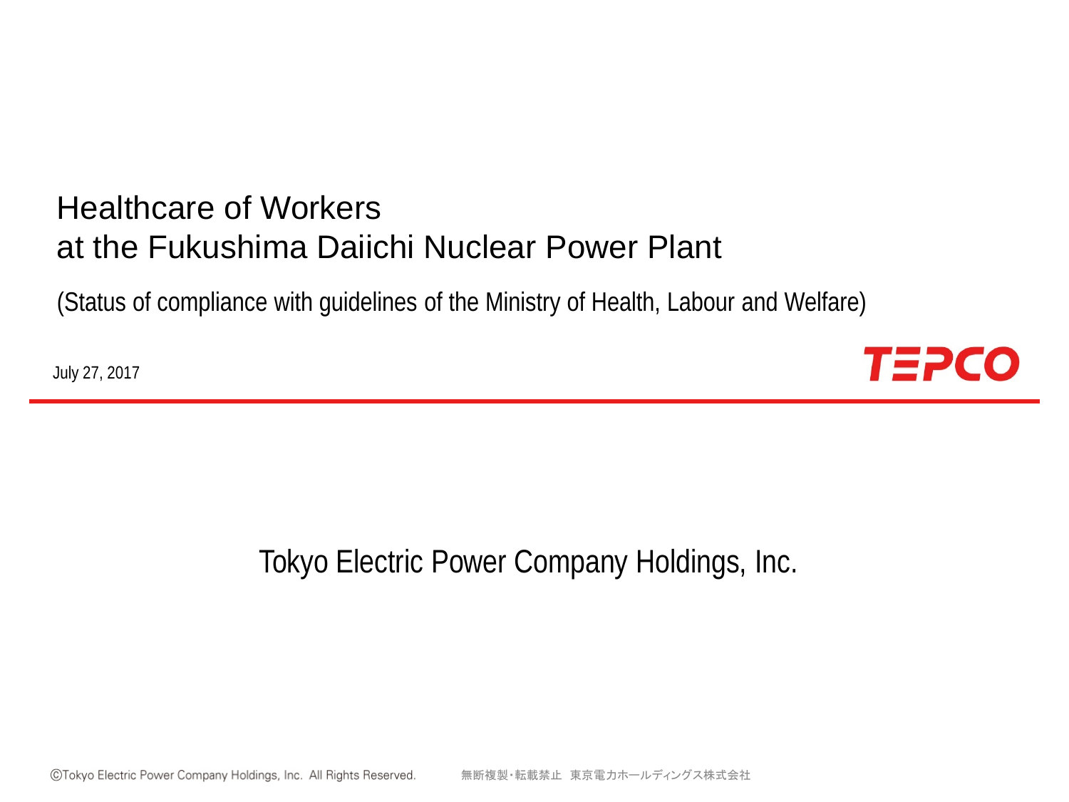# Healthcare of Workers at the Fukushima Daiichi Nuclear Power Plant

(Status of compliance with guidelines of the Ministry of Health, Labour and Welfare)

July 27, 2017

TEPCO

Tokyo Electric Power Company Holdings, Inc.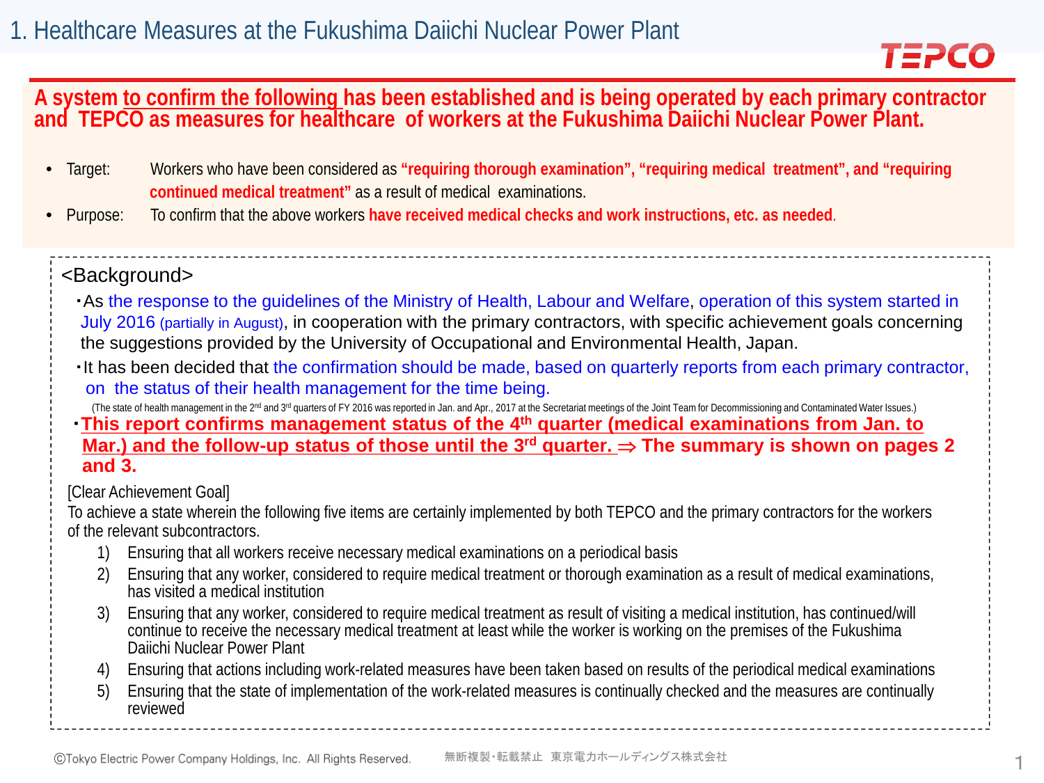# 1. Healthcare Measures at the Fukushima Daiichi Nuclear Power Plant

**A system to confirm the following has been established and is being operated by each primary contractor and TEPCO as measures for healthcare of workers at the Fukushima Daiichi Nuclear Power Plant.**

- Target: Workers who have been considered as **"requiring thorough examination", "requiring medical treatment", and "requiring continued medical treatment"** as a result of medical examinations.
- Purpose: To confirm that the above workers **have received medical checks and work instructions, etc. as needed**.

<Background>

・As the response to the guidelines of the Ministry of Health, Labour and Welfare, operation of this system started in July 2016 (partially in August), in cooperation with the primary contractors, with specific achievement goals concerning the suggestions provided by the University of Occupational and Environmental Health, Japan.

・It has been decided that the confirmation should be made, based on quarterly reports from each primary contractor, on the status of their health management for the time being.

(The state of health management in the 2nd and 3rd quarters of FY 2016 was reported in Jan. and Apr., 2017 at the Secretariat meetings of the Joint Team for Decommissioning and Contaminated Water Issues.)

・**This report confirms management status of the 4th quarter (medical examinations from Jan. to Mar.) and the follow-up status of those until the 3rd quarter. ⇒ The summary is shown on pages 2 and 3.**

[Clear Achievement Goal]

To achieve a state wherein the following five items are certainly implemented by both TEPCO and the primary contractors for the workers of the relevant subcontractors.

1) Ensuring that all workers receive necessary medical examinations on a periodical basis
2) Ensuring that any worker, considered to require medical treatment or thorough examination as a result of medical examinations, has visited a medical institution
3) Ensuring that any worker, considered to require medical treatment as result of visiting a medical institution, has continued/will continue to receive the necessary medical treatment at least while the worker is working on the premises of the Fukushima Daiichi Nuclear Power Plant
4) Ensuring that actions including work-related measures have been taken based on results of the periodical medical examinations
5) Ensuring that the state of implementation of the work-related measures is continually checked and the measures are continually reviewed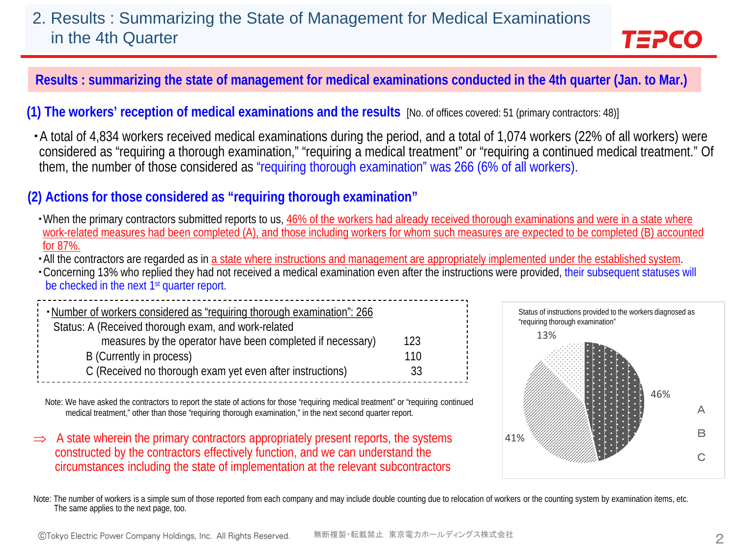# 2. Results : Summarizing the State of Management for Medical Examinations in the 4th Quarter

**Results : summarizing the state of management for medical examinations conducted in the 4th quarter (Jan. to Mar.)**

## (1) The workers' reception of medical examinations and the results [No. of offices covered: 51 (primary contractors: 48)]

- A total of 4,834 workers received medical examinations during the period, and a total of 1,074 workers (22% of all workers) were considered as "requiring a thorough examination," "requiring a medical treatment" or "requiring a continued medical treatment." Of them, the number of those considered as "requiring thorough examination" was 266 (6% of all workers).

## (2) Actions for those considered as "requiring thorough examination"

- When the primary contractors submitted reports to us, 46% of the workers had already received thorough examinations and were in a state where work-related measures had been completed (A), and those including workers for whom such measures are expected to be completed (B) accounted for 87%.
- All the contractors are regarded as in a state where instructions and management are appropriately implemented under the established system.
- Concerning 13% who replied they had not received a medical examination even after the instructions were provided, their subsequent statuses will be checked in the next 1st quarter report.

- Number of workers considered as "requiring thorough examination": 266

| Status | | Number |
|---|---|---|
| A | (Received thorough exam, and work-related measures by the operator have been completed if necessary) | 123 |
| B | (Currently in process) | 110 |
| C | (Received no thorough exam yet even after instructions) | 33 |

Note: We have asked the contractors to report the state of actions for those "requiring medical treatment" or "requiring continued medical treatment," other than those "requiring thorough examination," in the next second quarter report.

⇒ A state wherein the primary contractors appropriately present reports, the systems constructed by the contractors effectively function, and we can understand the circumstances including the state of implementation at the relevant subcontractors

Status of instructions provided to the workers diagnosed as "requiring thorough examination"

| Status | Share |
|---|---|
| A | 46% |
| B | 41% |
| C | 13% |

Note: The number of workers is a simple sum of those reported from each company and may include double counting due to relocation of workers or the counting system by examination items, etc. The same applies to the next page, too.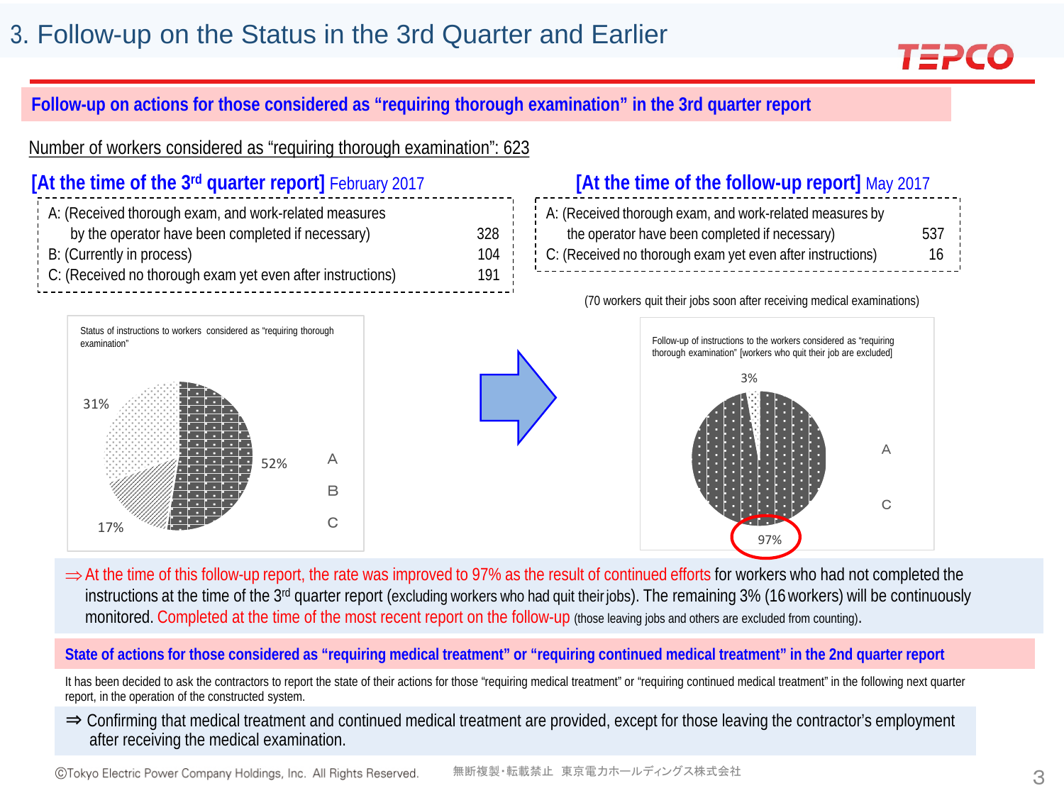# 3. Follow-up on the Status in the 3rd Quarter and Earlier

## Follow-up on actions for those considered as “requiring thorough examination” in the 3rd quarter report

Number of workers considered as “requiring thorough examination”: 623

**[At the time of the 3rd quarter report]** February 2017

| | |
|---|---|
| A: (Received thorough exam, and work-related measures by the operator have been completed if necessary) | 328 |
| B: (Currently in process) | 104 |
| C: (Received no thorough exam yet even after instructions) | 191 |

**[At the time of the follow-up report]** May 2017

| | |
|---|---|
| A: (Received thorough exam, and work-related measures by the operator have been completed if necessary) | 537 |
| C: (Received no thorough exam yet even after instructions) | 16 |

(70 workers quit their jobs soon after receiving medical examinations)

Status of instructions to workers considered as “requiring thorough examination”

31%
52%
17%
A
B
C

Follow-up of instructions to the workers considered as “requiring thorough examination” [workers who quit their job are excluded]

3%
97%
A
C

⇒ At the time of this follow-up report, the rate was improved to 97% as the result of continued efforts for workers who had not completed the instructions at the time of the 3rd quarter report (excluding workers who had quit their jobs). The remaining 3% (16 workers) will be continuously monitored. Completed at the time of the most recent report on the follow-up (those leaving jobs and others are excluded from counting).

## State of actions for those considered as “requiring medical treatment” or “requiring continued medical treatment” in the 2nd quarter report

It has been decided to ask the contractors to report the state of their actions for those “requiring medical treatment” or “requiring continued medical treatment” in the following next quarter report, in the operation of the constructed system.

⇒ Confirming that medical treatment and continued medical treatment are provided, except for those leaving the contractor’s employment after receiving the medical examination.

©Tokyo Electric Power Company Holdings, Inc. All Rights Reserved. 無断複製・転載禁止 東京電力ホールディングス株式会社